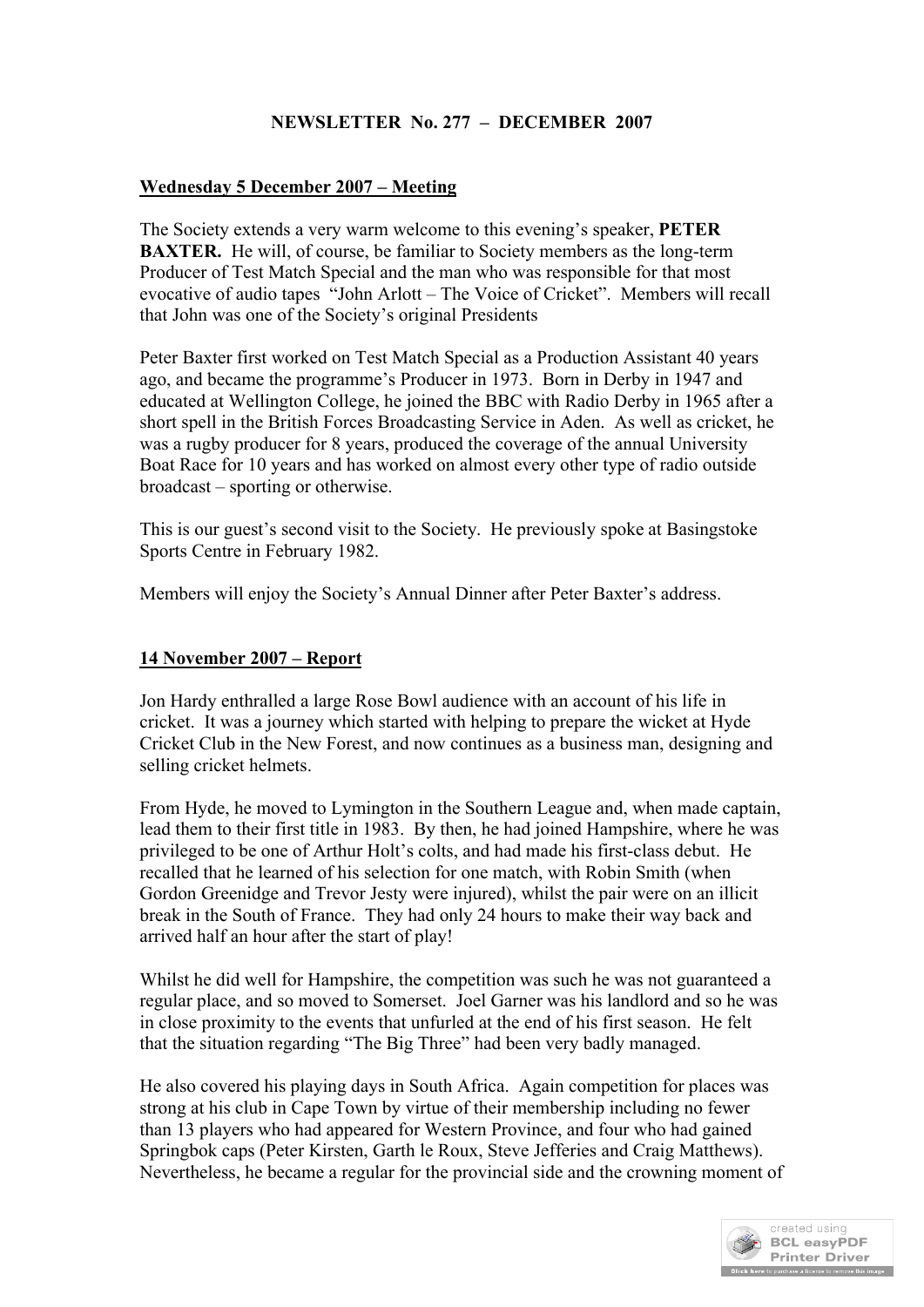# NEWSLETTER No. 277 – DECEMBER 2007

## Wednesday 5 December 2007 – Meeting

The Society extends a very warm welcome to this evening's speaker, **PETER BAXTER.** He will, of course, be familiar to Society members as the long-term Producer of Test Match Special and the man who was responsible for that most evocative of audio tapes "John Arlott – The Voice of Cricket". Members will recall that John was one of the Society's original Presidents

Peter Baxter first worked on Test Match Special as a Production Assistant 40 years ago, and became the programme's Producer in 1973. Born in Derby in 1947 and educated at Wellington College, he joined the BBC with Radio Derby in 1965 after a short spell in the British Forces Broadcasting Service in Aden. As well as cricket, he was a rugby producer for 8 years, produced the coverage of the annual University Boat Race for 10 years and has worked on almost every other type of radio outside broadcast – sporting or otherwise.

This is our guest's second visit to the Society. He previously spoke at Basingstoke Sports Centre in February 1982.

Members will enjoy the Society's Annual Dinner after Peter Baxter's address.

## 14 November 2007 – Report

Jon Hardy enthralled a large Rose Bowl audience with an account of his life in cricket. It was a journey which started with helping to prepare the wicket at Hyde Cricket Club in the New Forest, and now continues as a business man, designing and selling cricket helmets.

From Hyde, he moved to Lymington in the Southern League and, when made captain, lead them to their first title in 1983. By then, he had joined Hampshire, where he was privileged to be one of Arthur Holt's colts, and had made his first-class debut. He recalled that he learned of his selection for one match, with Robin Smith (when Gordon Greenidge and Trevor Jesty were injured), whilst the pair were on an illicit break in the South of France. They had only 24 hours to make their way back and arrived half an hour after the start of play!

Whilst he did well for Hampshire, the competition was such he was not guaranteed a regular place, and so moved to Somerset. Joel Garner was his landlord and so he was in close proximity to the events that unfurled at the end of his first season. He felt that the situation regarding "The Big Three" had been very badly managed.

He also covered his playing days in South Africa. Again competition for places was strong at his club in Cape Town by virtue of their membership including no fewer than 13 players who had appeared for Western Province, and four who had gained Springbok caps (Peter Kirsten, Garth le Roux, Steve Jefferies and Craig Matthews). Nevertheless, he became a regular for the provincial side and the crowning moment of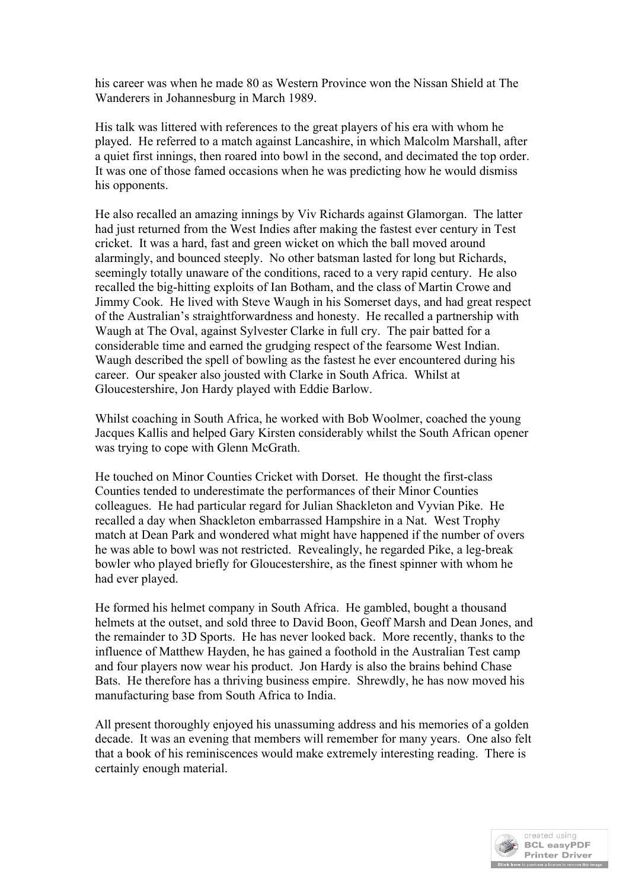his career was when he made 80 as Western Province won the Nissan Shield at The Wanderers in Johannesburg in March 1989.

His talk was littered with references to the great players of his era with whom he played. He referred to a match against Lancashire, in which Malcolm Marshall, after a quiet first innings, then roared into bowl in the second, and decimated the top order. It was one of those famed occasions when he was predicting how he would dismiss his opponents.

He also recalled an amazing innings by Viv Richards against Glamorgan. The latter had just returned from the West Indies after making the fastest ever century in Test cricket. It was a hard, fast and green wicket on which the ball moved around alarmingly, and bounced steeply. No other batsman lasted for long but Richards, seemingly totally unaware of the conditions, raced to a very rapid century. He also recalled the big-hitting exploits of Ian Botham, and the class of Martin Crowe and Jimmy Cook. He lived with Steve Waugh in his Somerset days, and had great respect of the Australian's straightforwardness and honesty. He recalled a partnership with Waugh at The Oval, against Sylvester Clarke in full cry. The pair batted for a considerable time and earned the grudging respect of the fearsome West Indian. Waugh described the spell of bowling as the fastest he ever encountered during his career. Our speaker also jousted with Clarke in South Africa. Whilst at Gloucestershire, Jon Hardy played with Eddie Barlow.

Whilst coaching in South Africa, he worked with Bob Woolmer, coached the young Jacques Kallis and helped Gary Kirsten considerably whilst the South African opener was trying to cope with Glenn McGrath.

He touched on Minor Counties Cricket with Dorset. He thought the first-class Counties tended to underestimate the performances of their Minor Counties colleagues. He had particular regard for Julian Shackleton and Vyvian Pike. He recalled a day when Shackleton embarrassed Hampshire in a Nat. West Trophy match at Dean Park and wondered what might have happened if the number of overs he was able to bowl was not restricted. Revealingly, he regarded Pike, a leg-break bowler who played briefly for Gloucestershire, as the finest spinner with whom he had ever played.

He formed his helmet company in South Africa. He gambled, bought a thousand helmets at the outset, and sold three to David Boon, Geoff Marsh and Dean Jones, and the remainder to 3D Sports. He has never looked back. More recently, thanks to the influence of Matthew Hayden, he has gained a foothold in the Australian Test camp and four players now wear his product. Jon Hardy is also the brains behind Chase Bats. He therefore has a thriving business empire. Shrewdly, he has now moved his manufacturing base from South Africa to India.

All present thoroughly enjoyed his unassuming address and his memories of a golden decade. It was an evening that members will remember for many years. One also felt that a book of his reminiscences would make extremely interesting reading. There is certainly enough material.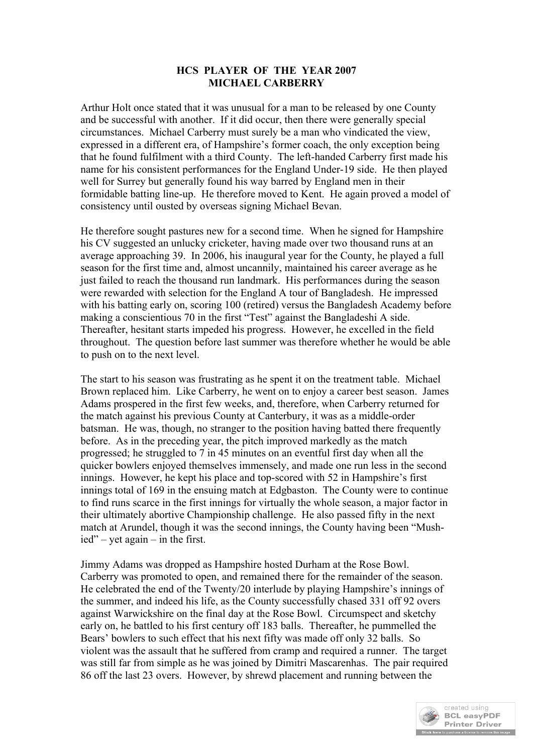**HCS PLAYER OF THE YEAR 2007**
**MICHAEL CARBERRY**

Arthur Holt once stated that it was unusual for a man to be released by one County and be successful with another. If it did occur, then there were generally special circumstances. Michael Carberry must surely be a man who vindicated the view, expressed in a different era, of Hampshire's former coach, the only exception being that he found fulfilment with a third County. The left-handed Carberry first made his name for his consistent performances for the England Under-19 side. He then played well for Surrey but generally found his way barred by England men in their formidable batting line-up. He therefore moved to Kent. He again proved a model of consistency until ousted by overseas signing Michael Bevan.

He therefore sought pastures new for a second time. When he signed for Hampshire his CV suggested an unlucky cricketer, having made over two thousand runs at an average approaching 39. In 2006, his inaugural year for the County, he played a full season for the first time and, almost uncannily, maintained his career average as he just failed to reach the thousand run landmark. His performances during the season were rewarded with selection for the England A tour of Bangladesh. He impressed with his batting early on, scoring 100 (retired) versus the Bangladesh Academy before making a conscientious 70 in the first "Test" against the Bangladeshi A side. Thereafter, hesitant starts impeded his progress. However, he excelled in the field throughout. The question before last summer was therefore whether he would be able to push on to the next level.

The start to his season was frustrating as he spent it on the treatment table. Michael Brown replaced him. Like Carberry, he went on to enjoy a career best season. James Adams prospered in the first few weeks, and, therefore, when Carberry returned for the match against his previous County at Canterbury, it was as a middle-order batsman. He was, though, no stranger to the position having batted there frequently before. As in the preceding year, the pitch improved markedly as the match progressed; he struggled to 7 in 45 minutes on an eventful first day when all the quicker bowlers enjoyed themselves immensely, and made one run less in the second innings. However, he kept his place and top-scored with 52 in Hampshire's first innings total of 169 in the ensuing match at Edgbaston. The County were to continue to find runs scarce in the first innings for virtually the whole season, a major factor in their ultimately abortive Championship challenge. He also passed fifty in the next match at Arundel, though it was the second innings, the County having been "Mush-ied" – yet again – in the first.

Jimmy Adams was dropped as Hampshire hosted Durham at the Rose Bowl. Carberry was promoted to open, and remained there for the remainder of the season. He celebrated the end of the Twenty/20 interlude by playing Hampshire's innings of the summer, and indeed his life, as the County successfully chased 331 off 92 overs against Warwickshire on the final day at the Rose Bowl. Circumspect and sketchy early on, he battled to his first century off 183 balls. Thereafter, he pummelled the Bears' bowlers to such effect that his next fifty was made off only 32 balls. So violent was the assault that he suffered from cramp and required a runner. The target was still far from simple as he was joined by Dimitri Mascarenhas. The pair required 86 off the last 23 overs. However, by shrewd placement and running between the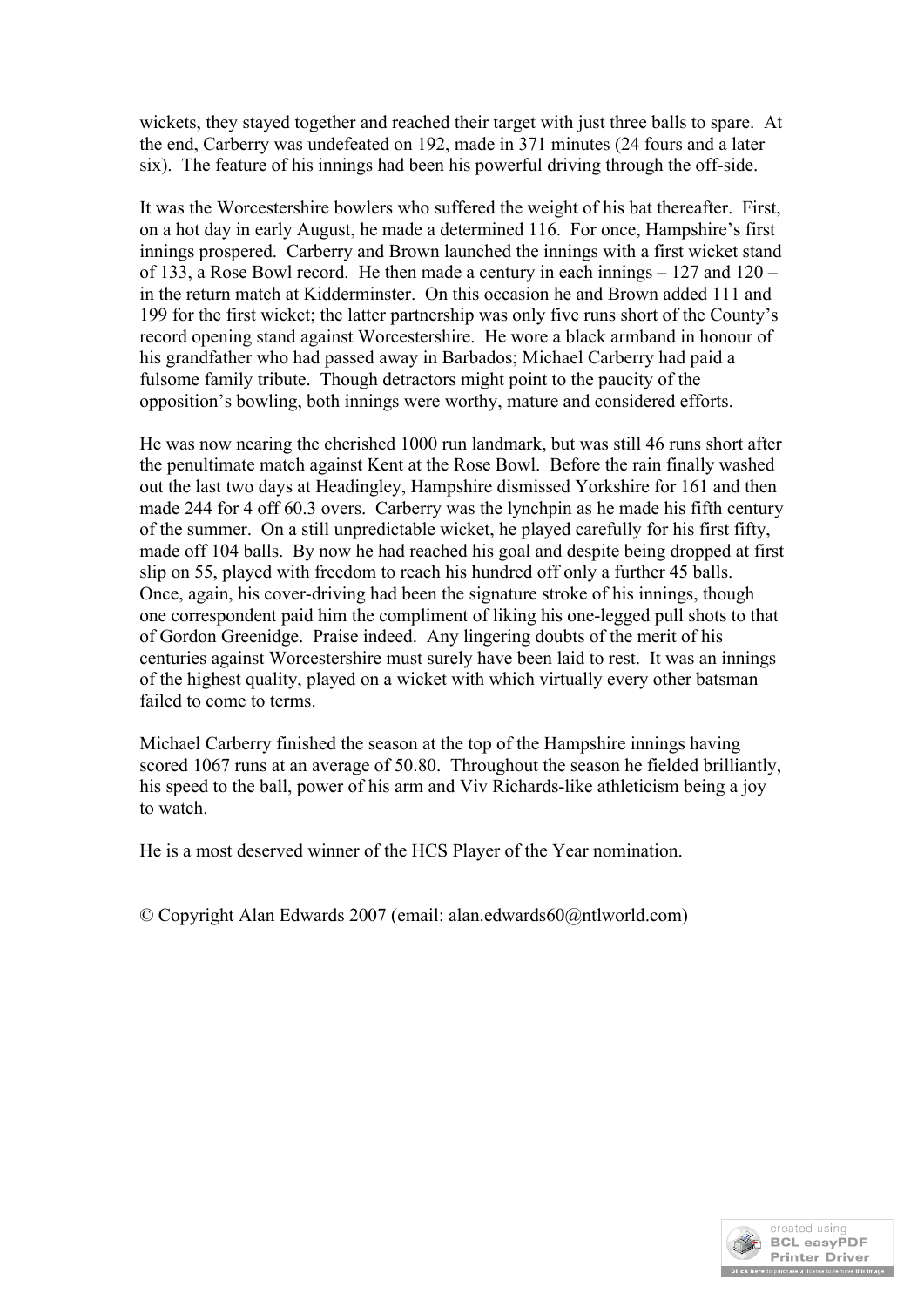wickets, they stayed together and reached their target with just three balls to spare. At the end, Carberry was undefeated on 192, made in 371 minutes (24 fours and a later six). The feature of his innings had been his powerful driving through the off-side.

It was the Worcestershire bowlers who suffered the weight of his bat thereafter. First, on a hot day in early August, he made a determined 116. For once, Hampshire's first innings prospered. Carberry and Brown launched the innings with a first wicket stand of 133, a Rose Bowl record. He then made a century in each innings – 127 and 120 – in the return match at Kidderminster. On this occasion he and Brown added 111 and 199 for the first wicket; the latter partnership was only five runs short of the County's record opening stand against Worcestershire. He wore a black armband in honour of his grandfather who had passed away in Barbados; Michael Carberry had paid a fulsome family tribute. Though detractors might point to the paucity of the opposition's bowling, both innings were worthy, mature and considered efforts.

He was now nearing the cherished 1000 run landmark, but was still 46 runs short after the penultimate match against Kent at the Rose Bowl. Before the rain finally washed out the last two days at Headingley, Hampshire dismissed Yorkshire for 161 and then made 244 for 4 off 60.3 overs. Carberry was the lynchpin as he made his fifth century of the summer. On a still unpredictable wicket, he played carefully for his first fifty, made off 104 balls. By now he had reached his goal and despite being dropped at first slip on 55, played with freedom to reach his hundred off only a further 45 balls. Once, again, his cover-driving had been the signature stroke of his innings, though one correspondent paid him the compliment of liking his one-legged pull shots to that of Gordon Greenidge. Praise indeed. Any lingering doubts of the merit of his centuries against Worcestershire must surely have been laid to rest. It was an innings of the highest quality, played on a wicket with which virtually every other batsman failed to come to terms.

Michael Carberry finished the season at the top of the Hampshire innings having scored 1067 runs at an average of 50.80. Throughout the season he fielded brilliantly, his speed to the ball, power of his arm and Viv Richards-like athleticism being a joy to watch.

He is a most deserved winner of the HCS Player of the Year nomination.

© Copyright Alan Edwards 2007 (email: alan.edwards60@ntlworld.com)